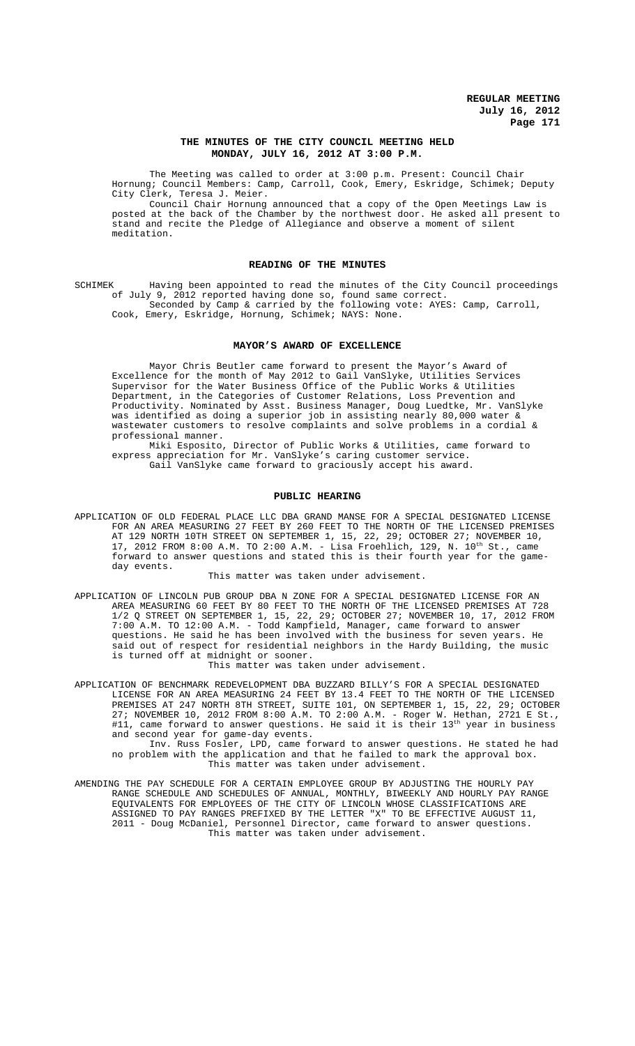## THE MINUTES OF THE CITY COUNCIL MEETING HELD MONDAY, JULY 16, 2012 AT 3:00 P.M.

The Meeting was called to order at 3:00 p.m. Present: Council Chair Hornung; Council Members: Camp, Carroll, Cook, Emery, Eskridge, Schimek; Deputy City Clerk, Teresa J. Meier.

Council Chair Hornung announced that a copy of the Open Meetings Law is posted at the back of the Chamber by the northwest door. He asked all present to stand and recite the Pledge of Allegiance and observe a moment of silent meditation.

## READING OF THE MINUTES

SCHIMEK Having been appointed to read the minutes of the City Council proceedings of July 9, 2012 reported having done so, found same correct.

Seconded by Camp & carried by the following vote: AYES: Camp, Carroll, Cook, Emery, Eskridge, Hornung, Schimek; NAYS: None.

## MAYOR'S AWARD OF EXCELLENCE

Mayor Chris Beutler came forward to present the Mayor's Award of Excellence for the month of May 2012 to Gail VanSlyke, Utilities Services Supervisor for the Water Business Office of the Public Works & Utilities Department, in the Categories of Customer Relations, Loss Prevention and Productivity. Nominated by Asst. Business Manager, Doug Luedtke, Mr. VanSlyke was identified as doing a superior job in assisting nearly 80,000 water & wastewater customers to resolve complaints and solve problems in a cordial & professional manner.

Miki Esposito, Director of Public Works & Utilities, came forward to express appreciation for Mr. VanSlyke's caring customer service.

Gail VanSlyke came forward to graciously accept his award.

## PUBLIC HEARING

APPLICATION OF OLD FEDERAL PLACE LLC DBA GRAND MANSE FOR A SPECIAL DESIGNATED LICENSE FOR AN AREA MEASURING 27 FEET BY 260 FEET TO THE NORTH OF THE LICENSED PREMISES AT 129 NORTH 10TH STREET ON SEPTEMBER 1, 15, 22, 29; OCTOBER 27; NOVEMBER 10, 17, 2012 FROM 8:00 A.M. TO 2:00 A.M. - Lisa Froehlich, 129, N. 10th St., came forward to answer questions and stated this is their fourth year for the game-day events.

This matter was taken under advisement.

APPLICATION OF LINCOLN PUB GROUP DBA N ZONE FOR A SPECIAL DESIGNATED LICENSE FOR AN AREA MEASURING 60 FEET BY 80 FEET TO THE NORTH OF THE LICENSED PREMISES AT 728 1/2 Q STREET ON SEPTEMBER 1, 15, 22, 29; OCTOBER 27; NOVEMBER 10, 17, 2012 FROM 7:00 A.M. TO 12:00 A.M. - Todd Kampfield, Manager, came forward to answer questions. He said he has been involved with the business for seven years. He said out of respect for residential neighbors in the Hardy Building, the music is turned off at midnight or sooner.

This matter was taken under advisement.

APPLICATION OF BENCHMARK REDEVELOPMENT DBA BUZZARD BILLY'S FOR A SPECIAL DESIGNATED LICENSE FOR AN AREA MEASURING 24 FEET BY 13.4 FEET TO THE NORTH OF THE LICENSED PREMISES AT 247 NORTH 8TH STREET, SUITE 101, ON SEPTEMBER 1, 15, 22, 29; OCTOBER 27; NOVEMBER 10, 2012 FROM 8:00 A.M. TO 2:00 A.M. - Roger W. Hethan, 2721 E St., #11, came forward to answer questions. He said it is their 13th year in business and second year for game-day events.

Inv. Russ Fosler, LPD, came forward to answer questions. He stated he had no problem with the application and that he failed to mark the approval box.

This matter was taken under advisement.

AMENDING THE PAY SCHEDULE FOR A CERTAIN EMPLOYEE GROUP BY ADJUSTING THE HOURLY PAY RANGE SCHEDULE AND SCHEDULES OF ANNUAL, MONTHLY, BIWEEKLY AND HOURLY PAY RANGE EQUIVALENTS FOR EMPLOYEES OF THE CITY OF LINCOLN WHOSE CLASSIFICATIONS ARE ASSIGNED TO PAY RANGES PREFIXED BY THE LETTER "X" TO BE EFFECTIVE AUGUST 11, 2011 - Doug McDaniel, Personnel Director, came forward to answer questions.

This matter was taken under advisement.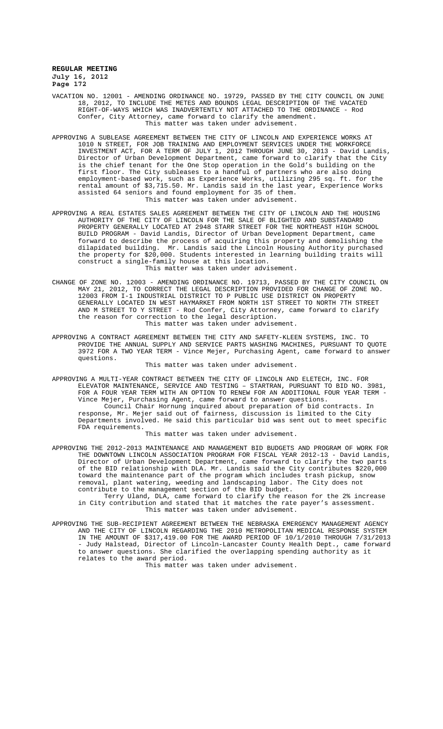VACATION NO. 12001 - AMENDING ORDINANCE NO. 19729, PASSED BY THE CITY COUNCIL ON JUNE 18, 2012, TO INCLUDE THE METES AND BOUNDS LEGAL DESCRIPTION OF THE VACATED RIGHT-OF-WAYS WHICH WAS INADVERTENTLY NOT ATTACHED TO THE ORDINANCE - Rod Confer, City Attorney, came forward to clarify the amendment.
This matter was taken under advisement.

APPROVING A SUBLEASE AGREEMENT BETWEEN THE CITY OF LINCOLN AND EXPERIENCE WORKS AT 1010 N STREET, FOR JOB TRAINING AND EMPLOYMENT SERVICES UNDER THE WORKFORCE INVESTMENT ACT, FOR A TERM OF JULY 1, 2012 THROUGH JUNE 30, 2013 - David Landis, Director of Urban Development Department, came forward to clarify that the City is the chief tenant for the One Stop operation in the Gold's building on the first floor. The City subleases to a handful of partners who are also doing employment-based work, such as Experience Works, utilizing 295 sq. ft. for the rental amount of $3,715.50. Mr. Landis said in the last year, Experience Works assisted 64 seniors and found employment for 35 of them.
This matter was taken under advisement.

APPROVING A REAL ESTATES SALES AGREEMENT BETWEEN THE CITY OF LINCOLN AND THE HOUSING AUTHORITY OF THE CITY OF LINCOLN FOR THE SALE OF BLIGHTED AND SUBSTANDARD PROPERTY GENERALLY LOCATED AT 2948 STARR STREET FOR THE NORTHEAST HIGH SCHOOL BUILD PROGRAM - David Landis, Director of Urban Development Department, came forward to describe the process of acquiring this property and demolishing the dilapidated building. Mr. Landis said the Lincoln Housing Authority purchased the property for $20,000. Students interested in learning building traits will construct a single-family house at this location.
This matter was taken under advisement.

CHANGE OF ZONE NO. 12003 - AMENDING ORDINANCE NO. 19713, PASSED BY THE CITY COUNCIL ON MAY 21, 2012, TO CORRECT THE LEGAL DESCRIPTION PROVIDED FOR CHANGE OF ZONE NO. 12003 FROM I-1 INDUSTRIAL DISTRICT TO P PUBLIC USE DISTRICT ON PROPERTY GENERALLY LOCATED IN WEST HAYMARKET FROM NORTH 1ST STREET TO NORTH 7TH STREET AND M STREET TO Y STREET - Rod Confer, City Attorney, came forward to clarify the reason for correction to the legal description.
This matter was taken under advisement.

APPROVING A CONTRACT AGREEMENT BETWEEN THE CITY AND SAFETY-KLEEN SYSTEMS, INC. TO PROVIDE THE ANNUAL SUPPLY AND SERVICE PARTS WASHING MACHINES, PURSUANT TO QUOTE 3972 FOR A TWO YEAR TERM - Vince Mejer, Purchasing Agent, came forward to answer questions.
This matter was taken under advisement.

APPROVING A MULTI-YEAR CONTRACT BETWEEN THE CITY OF LINCOLN AND ELETECH, INC. FOR ELEVATOR MAINTENANCE, SERVICE AND TESTING – STARTRAN, PURSUANT TO BID NO. 3981, FOR A FOUR YEAR TERM WITH AN OPTION TO RENEW FOR AN ADDITIONAL FOUR YEAR TERM - Vince Mejer, Purchasing Agent, came forward to answer questions.

Council Chair Hornung inquired about preparation of bid contracts. In response, Mr. Mejer said out of fairness, discussion is limited to the City Departments involved. He said this particular bid was sent out to meet specific FDA requirements.
This matter was taken under advisement.

APPROVING THE 2012-2013 MAINTENANCE AND MANAGEMENT BID BUDGETS AND PROGRAM OF WORK FOR THE DOWNTOWN LINCOLN ASSOCIATION PROGRAM FOR FISCAL YEAR 2012-13 - David Landis, Director of Urban Development Department, came forward to clarify the two parts of the BID relationship with DLA. Mr. Landis said the City contributes $220,000 toward the maintenance part of the program which includes trash pickup, snow removal, plant watering, weeding and landscaping labor. The City does not contribute to the management section of the BID budget.

Terry Uland, DLA, came forward to clarify the reason for the 2% increase in City contribution and stated that it matches the rate payer's assessment.
This matter was taken under advisement.

APPROVING THE SUB-RECIPIENT AGREEMENT BETWEEN THE NEBRASKA EMERGENCY MANAGEMENT AGENCY AND THE CITY OF LINCOLN REGARDING THE 2010 METROPOLITAN MEDICAL RESPONSE SYSTEM IN THE AMOUNT OF $317,419.00 FOR THE AWARD PERIOD OF 10/1/2010 THROUGH 7/31/2013 - Judy Halstead, Director of Lincoln-Lancaster County Health Dept., came forward to answer questions. She clarified the overlapping spending authority as it relates to the award period.
This matter was taken under advisement.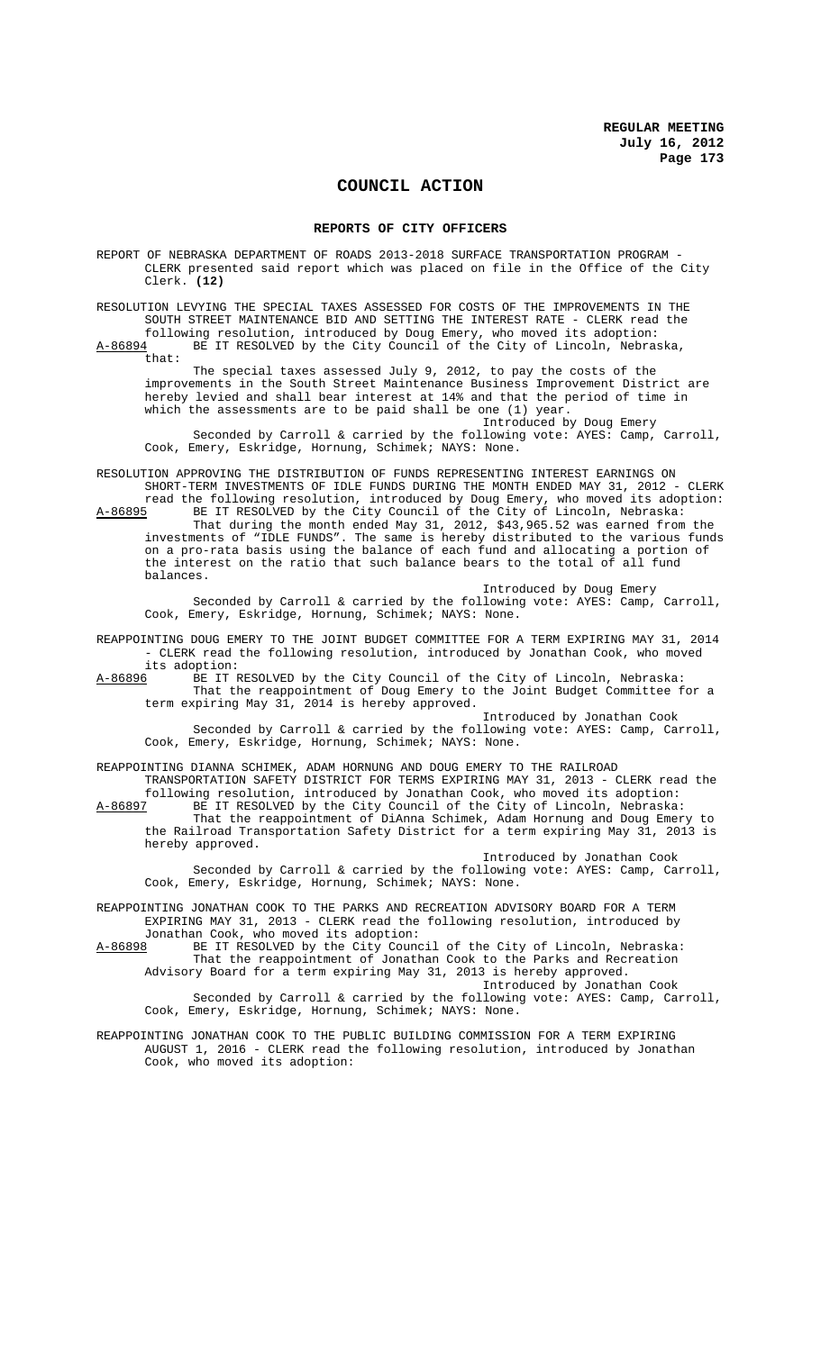# COUNCIL ACTION

## REPORTS OF CITY OFFICERS

REPORT OF NEBRASKA DEPARTMENT OF ROADS 2013-2018 SURFACE TRANSPORTATION PROGRAM - CLERK presented said report which was placed on file in the Office of the City Clerk. **(12)**

RESOLUTION LEVYING THE SPECIAL TAXES ASSESSED FOR COSTS OF THE IMPROVEMENTS IN THE SOUTH STREET MAINTENANCE BID AND SETTING THE INTEREST RATE - CLERK read the following resolution, introduced by Doug Emery, who moved its adoption:

A-86894 BE IT RESOLVED by the City Council of the City of Lincoln, Nebraska, that:

The special taxes assessed July 9, 2012, to pay the costs of the improvements in the South Street Maintenance Business Improvement District are hereby levied and shall bear interest at 14% and that the period of time in which the assessments are to be paid shall be one (1) year.

Introduced by Doug Emery

Seconded by Carroll & carried by the following vote: AYES: Camp, Carroll, Cook, Emery, Eskridge, Hornung, Schimek; NAYS: None.

RESOLUTION APPROVING THE DISTRIBUTION OF FUNDS REPRESENTING INTEREST EARNINGS ON SHORT-TERM INVESTMENTS OF IDLE FUNDS DURING THE MONTH ENDED MAY 31, 2012 - CLERK read the following resolution, introduced by Doug Emery, who moved its adoption:

A-86895 BE IT RESOLVED by the City Council of the City of Lincoln, Nebraska:

That during the month ended May 31, 2012, $43,965.52 was earned from the investments of "IDLE FUNDS". The same is hereby distributed to the various funds on a pro-rata basis using the balance of each fund and allocating a portion of the interest on the ratio that such balance bears to the total of all fund balances.

Introduced by Doug Emery

Seconded by Carroll & carried by the following vote: AYES: Camp, Carroll, Cook, Emery, Eskridge, Hornung, Schimek; NAYS: None.

REAPPOINTING DOUG EMERY TO THE JOINT BUDGET COMMITTEE FOR A TERM EXPIRING MAY 31, 2014 - CLERK read the following resolution, introduced by Jonathan Cook, who moved its adoption:

A-86896 BE IT RESOLVED by the City Council of the City of Lincoln, Nebraska:

That the reappointment of Doug Emery to the Joint Budget Committee for a term expiring May 31, 2014 is hereby approved.

Introduced by Jonathan Cook

Seconded by Carroll & carried by the following vote: AYES: Camp, Carroll, Cook, Emery, Eskridge, Hornung, Schimek; NAYS: None.

REAPPOINTING DIANNA SCHIMEK, ADAM HORNUNG AND DOUG EMERY TO THE RAILROAD TRANSPORTATION SAFETY DISTRICT FOR TERMS EXPIRING MAY 31, 2013 - CLERK read the following resolution, introduced by Jonathan Cook, who moved its adoption:

A-86897 BE IT RESOLVED by the City Council of the City of Lincoln, Nebraska:

That the reappointment of DiAnna Schimek, Adam Hornung and Doug Emery to the Railroad Transportation Safety District for a term expiring May 31, 2013 is hereby approved.

Introduced by Jonathan Cook

Seconded by Carroll & carried by the following vote: AYES: Camp, Carroll, Cook, Emery, Eskridge, Hornung, Schimek; NAYS: None.

REAPPOINTING JONATHAN COOK TO THE PARKS AND RECREATION ADVISORY BOARD FOR A TERM EXPIRING MAY 31, 2013 - CLERK read the following resolution, introduced by Jonathan Cook, who moved its adoption:

A-86898 BE IT RESOLVED by the City Council of the City of Lincoln, Nebraska:

That the reappointment of Jonathan Cook to the Parks and Recreation Advisory Board for a term expiring May 31, 2013 is hereby approved.

Introduced by Jonathan Cook

Seconded by Carroll & carried by the following vote: AYES: Camp, Carroll, Cook, Emery, Eskridge, Hornung, Schimek; NAYS: None.

REAPPOINTING JONATHAN COOK TO THE PUBLIC BUILDING COMMISSION FOR A TERM EXPIRING AUGUST 1, 2016 - CLERK read the following resolution, introduced by Jonathan Cook, who moved its adoption: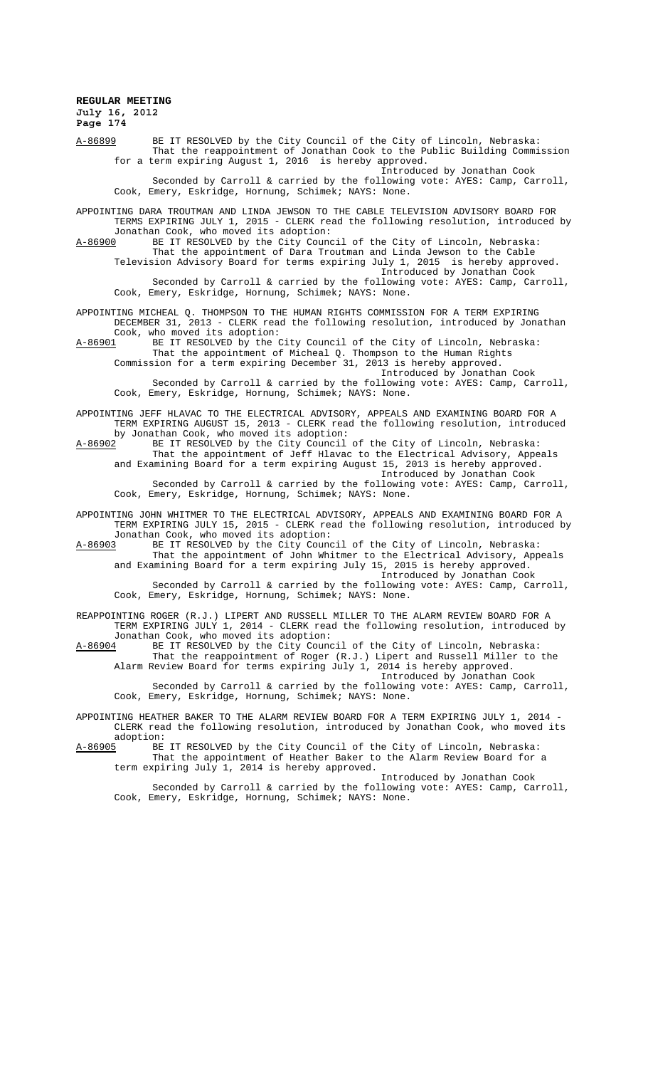A-86899 BE IT RESOLVED by the City Council of the City of Lincoln, Nebraska:
That the reappointment of Jonathan Cook to the Public Building Commission for a term expiring August 1, 2016 is hereby approved.

Introduced by Jonathan Cook

Seconded by Carroll & carried by the following vote: AYES: Camp, Carroll, Cook, Emery, Eskridge, Hornung, Schimek; NAYS: None.

APPOINTING DARA TROUTMAN AND LINDA JEWSON TO THE CABLE TELEVISION ADVISORY BOARD FOR TERMS EXPIRING JULY 1, 2015 - CLERK read the following resolution, introduced by Jonathan Cook, who moved its adoption:

A-86900 BE IT RESOLVED by the City Council of the City of Lincoln, Nebraska:
That the appointment of Dara Troutman and Linda Jewson to the Cable Television Advisory Board for terms expiring July 1, 2015 is hereby approved.

Introduced by Jonathan Cook

Seconded by Carroll & carried by the following vote: AYES: Camp, Carroll, Cook, Emery, Eskridge, Hornung, Schimek; NAYS: None.

APPOINTING MICHEAL Q. THOMPSON TO THE HUMAN RIGHTS COMMISSION FOR A TERM EXPIRING DECEMBER 31, 2013 - CLERK read the following resolution, introduced by Jonathan Cook, who moved its adoption:

A-86901 BE IT RESOLVED by the City Council of the City of Lincoln, Nebraska:
That the appointment of Micheal Q. Thompson to the Human Rights Commission for a term expiring December 31, 2013 is hereby approved.

Introduced by Jonathan Cook

Seconded by Carroll & carried by the following vote: AYES: Camp, Carroll, Cook, Emery, Eskridge, Hornung, Schimek; NAYS: None.

APPOINTING JEFF HLAVAC TO THE ELECTRICAL ADVISORY, APPEALS AND EXAMINING BOARD FOR A TERM EXPIRING AUGUST 15, 2013 - CLERK read the following resolution, introduced by Jonathan Cook, who moved its adoption:

A-86902 BE IT RESOLVED by the City Council of the City of Lincoln, Nebraska:
That the appointment of Jeff Hlavac to the Electrical Advisory, Appeals and Examining Board for a term expiring August 15, 2013 is hereby approved.

Introduced by Jonathan Cook

Seconded by Carroll & carried by the following vote: AYES: Camp, Carroll, Cook, Emery, Eskridge, Hornung, Schimek; NAYS: None.

APPOINTING JOHN WHITMER TO THE ELECTRICAL ADVISORY, APPEALS AND EXAMINING BOARD FOR A TERM EXPIRING JULY 15, 2015 - CLERK read the following resolution, introduced by Jonathan Cook, who moved its adoption:

A-86903 BE IT RESOLVED by the City Council of the City of Lincoln, Nebraska:
That the appointment of John Whitmer to the Electrical Advisory, Appeals and Examining Board for a term expiring July 15, 2015 is hereby approved.

Introduced by Jonathan Cook

Seconded by Carroll & carried by the following vote: AYES: Camp, Carroll, Cook, Emery, Eskridge, Hornung, Schimek; NAYS: None.

REAPPOINTING ROGER (R.J.) LIPERT AND RUSSELL MILLER TO THE ALARM REVIEW BOARD FOR A TERM EXPIRING JULY 1, 2014 - CLERK read the following resolution, introduced by Jonathan Cook, who moved its adoption:

A-86904 BE IT RESOLVED by the City Council of the City of Lincoln, Nebraska:
That the reappointment of Roger (R.J.) Lipert and Russell Miller to the Alarm Review Board for terms expiring July 1, 2014 is hereby approved.

Introduced by Jonathan Cook

Seconded by Carroll & carried by the following vote: AYES: Camp, Carroll, Cook, Emery, Eskridge, Hornung, Schimek; NAYS: None.

APPOINTING HEATHER BAKER TO THE ALARM REVIEW BOARD FOR A TERM EXPIRING JULY 1, 2014 - CLERK read the following resolution, introduced by Jonathan Cook, who moved its adoption:

A-86905 BE IT RESOLVED by the City Council of the City of Lincoln, Nebraska:
That the appointment of Heather Baker to the Alarm Review Board for a term expiring July 1, 2014 is hereby approved.

Introduced by Jonathan Cook

Seconded by Carroll & carried by the following vote: AYES: Camp, Carroll, Cook, Emery, Eskridge, Hornung, Schimek; NAYS: None.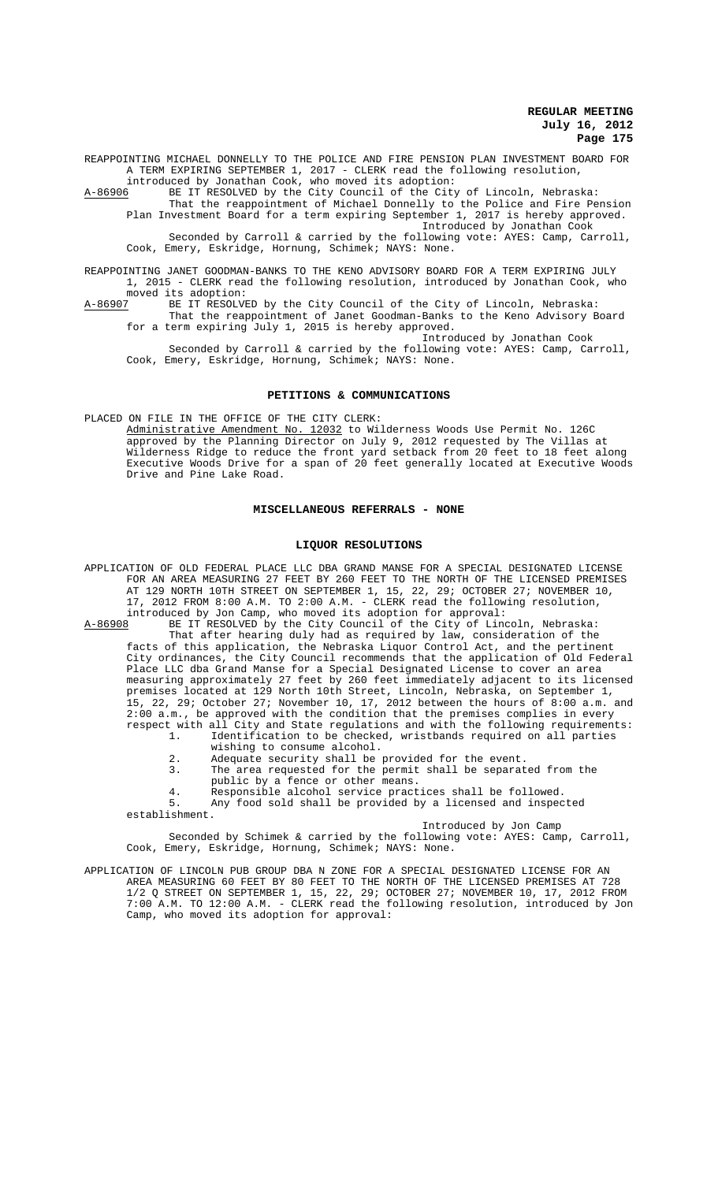REAPPOINTING MICHAEL DONNELLY TO THE POLICE AND FIRE PENSION PLAN INVESTMENT BOARD FOR A TERM EXPIRING SEPTEMBER 1, 2017 - CLERK read the following resolution, introduced by Jonathan Cook, who moved its adoption:

A-86906 BE IT RESOLVED by the City Council of the City of Lincoln, Nebraska:

That the reappointment of Michael Donnelly to the Police and Fire Pension Plan Investment Board for a term expiring September 1, 2017 is hereby approved.

Introduced by Jonathan Cook

Seconded by Carroll & carried by the following vote: AYES: Camp, Carroll, Cook, Emery, Eskridge, Hornung, Schimek; NAYS: None.

REAPPOINTING JANET GOODMAN-BANKS TO THE KENO ADVISORY BOARD FOR A TERM EXPIRING JULY 1, 2015 - CLERK read the following resolution, introduced by Jonathan Cook, who moved its adoption:

A-86907 BE IT RESOLVED by the City Council of the City of Lincoln, Nebraska:

That the reappointment of Janet Goodman-Banks to the Keno Advisory Board for a term expiring July 1, 2015 is hereby approved.

Introduced by Jonathan Cook

Seconded by Carroll & carried by the following vote: AYES: Camp, Carroll, Cook, Emery, Eskridge, Hornung, Schimek; NAYS: None.

## PETITIONS & COMMUNICATIONS

PLACED ON FILE IN THE OFFICE OF THE CITY CLERK:

Administrative Amendment No. 12032 to Wilderness Woods Use Permit No. 126C approved by the Planning Director on July 9, 2012 requested by The Villas at Wilderness Ridge to reduce the front yard setback from 20 feet to 18 feet along Executive Woods Drive for a span of 20 feet generally located at Executive Woods Drive and Pine Lake Road.

## MISCELLANEOUS REFERRALS - NONE

## LIQUOR RESOLUTIONS

APPLICATION OF OLD FEDERAL PLACE LLC DBA GRAND MANSE FOR A SPECIAL DESIGNATED LICENSE FOR AN AREA MEASURING 27 FEET BY 260 FEET TO THE NORTH OF THE LICENSED PREMISES AT 129 NORTH 10TH STREET ON SEPTEMBER 1, 15, 22, 29; OCTOBER 27; NOVEMBER 10, 17, 2012 FROM 8:00 A.M. TO 2:00 A.M. - CLERK read the following resolution, introduced by Jon Camp, who moved its adoption for approval:

A-86908 BE IT RESOLVED by the City Council of the City of Lincoln, Nebraska:

That after hearing duly had as required by law, consideration of the facts of this application, the Nebraska Liquor Control Act, and the pertinent City ordinances, the City Council recommends that the application of Old Federal Place LLC dba Grand Manse for a Special Designated License to cover an area measuring approximately 27 feet by 260 feet immediately adjacent to its licensed premises located at 129 North 10th Street, Lincoln, Nebraska, on September 1, 15, 22, 29; October 27; November 10, 17, 2012 between the hours of 8:00 a.m. and 2:00 a.m., be approved with the condition that the premises complies in every respect with all City and State regulations and with the following requirements:

1. Identification to be checked, wristbands required on all parties wishing to consume alcohol.
2. Adequate security shall be provided for the event.
3. The area requested for the permit shall be separated from the public by a fence or other means.
4. Responsible alcohol service practices shall be followed.
5. Any food sold shall be provided by a licensed and inspected establishment.

Introduced by Jon Camp

Seconded by Schimek & carried by the following vote: AYES: Camp, Carroll, Cook, Emery, Eskridge, Hornung, Schimek; NAYS: None.

APPLICATION OF LINCOLN PUB GROUP DBA N ZONE FOR A SPECIAL DESIGNATED LICENSE FOR AN AREA MEASURING 60 FEET BY 80 FEET TO THE NORTH OF THE LICENSED PREMISES AT 728 1/2 Q STREET ON SEPTEMBER 1, 15, 22, 29; OCTOBER 27; NOVEMBER 10, 17, 2012 FROM 7:00 A.M. TO 12:00 A.M. - CLERK read the following resolution, introduced by Jon Camp, who moved its adoption for approval: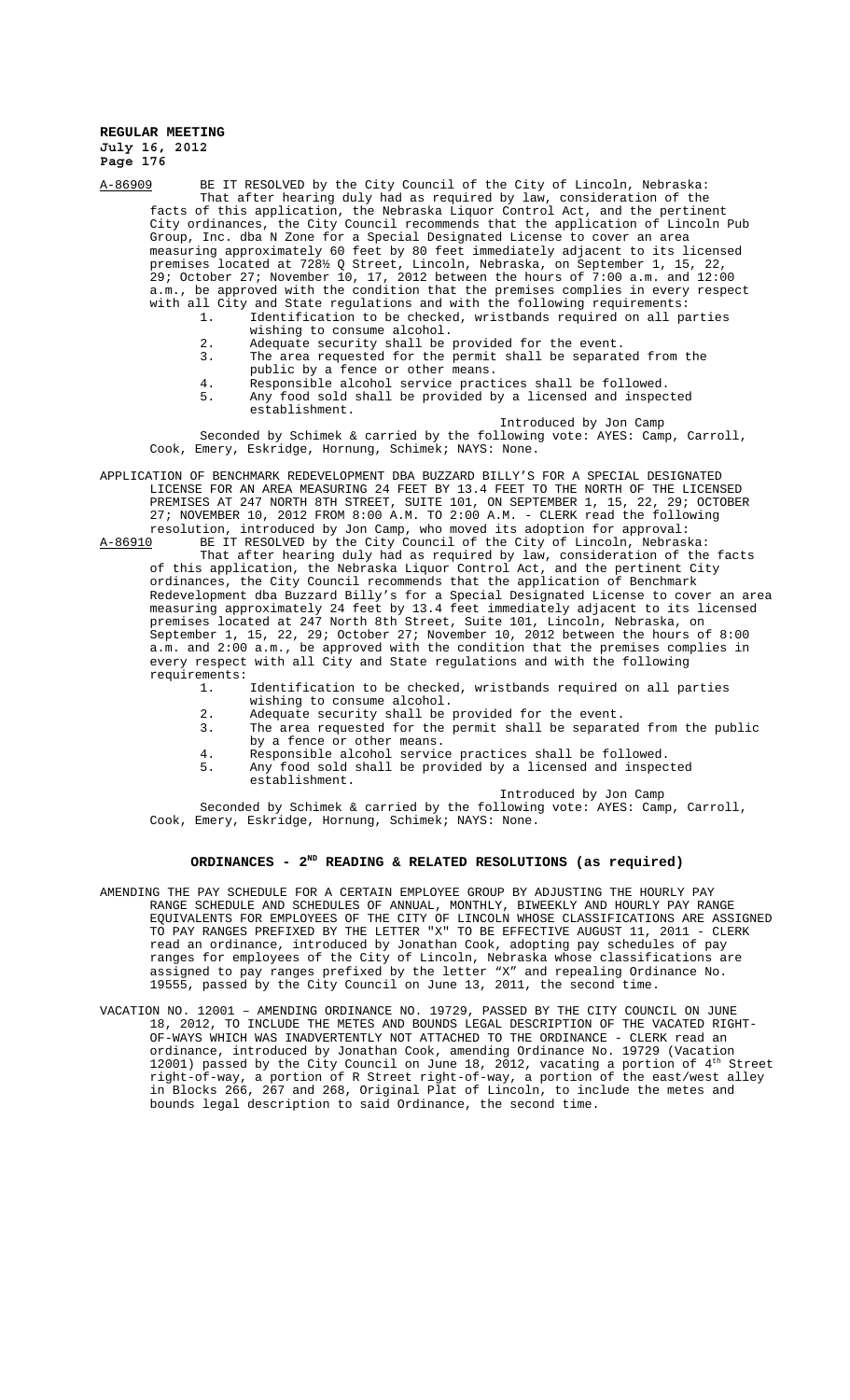**REGULAR MEETING**
**July 16, 2012**

A-86909 BE IT RESOLVED by the City Council of the City of Lincoln, Nebraska:

That after hearing duly had as required by law, consideration of the facts of this application, the Nebraska Liquor Control Act, and the pertinent City ordinances, the City Council recommends that the application of Lincoln Pub Group, Inc. dba N Zone for a Special Designated License to cover an area measuring approximately 60 feet by 80 feet immediately adjacent to its licensed premises located at 728½ Q Street, Lincoln, Nebraska, on September 1, 15, 22, 29; October 27; November 10, 17, 2012 between the hours of 7:00 a.m. and 12:00 a.m., be approved with the condition that the premises complies in every respect with all City and State regulations and with the following requirements:

1. Identification to be checked, wristbands required on all parties wishing to consume alcohol.
2. Adequate security shall be provided for the event.
3. The area requested for the permit shall be separated from the public by a fence or other means.
4. Responsible alcohol service practices shall be followed.
5. Any food sold shall be provided by a licensed and inspected establishment.

Introduced by Jon Camp

Seconded by Schimek & carried by the following vote: AYES: Camp, Carroll, Cook, Emery, Eskridge, Hornung, Schimek; NAYS: None.

APPLICATION OF BENCHMARK REDEVELOPMENT DBA BUZZARD BILLY'S FOR A SPECIAL DESIGNATED LICENSE FOR AN AREA MEASURING 24 FEET BY 13.4 FEET TO THE NORTH OF THE LICENSED PREMISES AT 247 NORTH 8TH STREET, SUITE 101, ON SEPTEMBER 1, 15, 22, 29; OCTOBER 27; NOVEMBER 10, 2012 FROM 8:00 A.M. TO 2:00 A.M. - CLERK read the following resolution, introduced by Jon Camp, who moved its adoption for approval:

A-86910 BE IT RESOLVED by the City Council of the City of Lincoln, Nebraska:

That after hearing duly had as required by law, consideration of the facts of this application, the Nebraska Liquor Control Act, and the pertinent City ordinances, the City Council recommends that the application of Benchmark Redevelopment dba Buzzard Billy's for a Special Designated License to cover an area measuring approximately 24 feet by 13.4 feet immediately adjacent to its licensed premises located at 247 North 8th Street, Suite 101, Lincoln, Nebraska, on September 1, 15, 22, 29; October 27; November 10, 2012 between the hours of 8:00 a.m. and 2:00 a.m., be approved with the condition that the premises complies in every respect with all City and State regulations and with the following requirements:

1. Identification to be checked, wristbands required on all parties wishing to consume alcohol.
2. Adequate security shall be provided for the event.
3. The area requested for the permit shall be separated from the public by a fence or other means.
4. Responsible alcohol service practices shall be followed.
5. Any food sold shall be provided by a licensed and inspected establishment.

Introduced by Jon Camp

Seconded by Schimek & carried by the following vote: AYES: Camp, Carroll, Cook, Emery, Eskridge, Hornung, Schimek; NAYS: None.

## ORDINANCES - 2ND READING & RELATED RESOLUTIONS (as required)

AMENDING THE PAY SCHEDULE FOR A CERTAIN EMPLOYEE GROUP BY ADJUSTING THE HOURLY PAY RANGE SCHEDULE AND SCHEDULES OF ANNUAL, MONTHLY, BIWEEKLY AND HOURLY PAY RANGE EQUIVALENTS FOR EMPLOYEES OF THE CITY OF LINCOLN WHOSE CLASSIFICATIONS ARE ASSIGNED TO PAY RANGES PREFIXED BY THE LETTER "X" TO BE EFFECTIVE AUGUST 11, 2011 - CLERK read an ordinance, introduced by Jonathan Cook, adopting pay schedules of pay ranges for employees of the City of Lincoln, Nebraska whose classifications are assigned to pay ranges prefixed by the letter "X" and repealing Ordinance No. 19555, passed by the City Council on June 13, 2011, the second time.

VACATION NO. 12001 – AMENDING ORDINANCE NO. 19729, PASSED BY THE CITY COUNCIL ON JUNE 18, 2012, TO INCLUDE THE METES AND BOUNDS LEGAL DESCRIPTION OF THE VACATED RIGHT-OF-WAYS WHICH WAS INADVERTENTLY NOT ATTACHED TO THE ORDINANCE - CLERK read an ordinance, introduced by Jonathan Cook, amending Ordinance No. 19729 (Vacation 12001) passed by the City Council on June 18, 2012, vacating a portion of 4th Street right-of-way, a portion of R Street right-of-way, a portion of the east/west alley in Blocks 266, 267 and 268, Original Plat of Lincoln, to include the metes and bounds legal description to said Ordinance, the second time.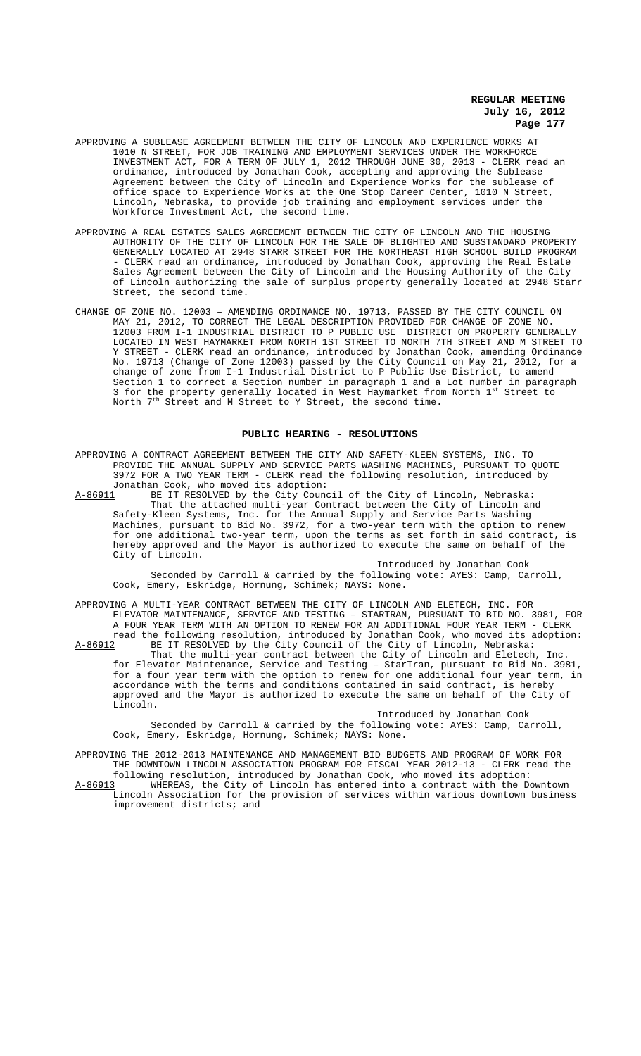APPROVING A SUBLEASE AGREEMENT BETWEEN THE CITY OF LINCOLN AND EXPERIENCE WORKS AT 1010 N STREET, FOR JOB TRAINING AND EMPLOYMENT SERVICES UNDER THE WORKFORCE INVESTMENT ACT, FOR A TERM OF JULY 1, 2012 THROUGH JUNE 30, 2013 - CLERK read an ordinance, introduced by Jonathan Cook, accepting and approving the Sublease Agreement between the City of Lincoln and Experience Works for the sublease of office space to Experience Works at the One Stop Career Center, 1010 N Street, Lincoln, Nebraska, to provide job training and employment services under the Workforce Investment Act, the second time.

APPROVING A REAL ESTATES SALES AGREEMENT BETWEEN THE CITY OF LINCOLN AND THE HOUSING AUTHORITY OF THE CITY OF LINCOLN FOR THE SALE OF BLIGHTED AND SUBSTANDARD PROPERTY GENERALLY LOCATED AT 2948 STARR STREET FOR THE NORTHEAST HIGH SCHOOL BUILD PROGRAM - CLERK read an ordinance, introduced by Jonathan Cook, approving the Real Estate Sales Agreement between the City of Lincoln and the Housing Authority of the City of Lincoln authorizing the sale of surplus property generally located at 2948 Starr Street, the second time.

CHANGE OF ZONE NO. 12003 – AMENDING ORDINANCE NO. 19713, PASSED BY THE CITY COUNCIL ON MAY 21, 2012, TO CORRECT THE LEGAL DESCRIPTION PROVIDED FOR CHANGE OF ZONE NO. 12003 FROM I-1 INDUSTRIAL DISTRICT TO P PUBLIC USE DISTRICT ON PROPERTY GENERALLY LOCATED IN WEST HAYMARKET FROM NORTH 1ST STREET TO NORTH 7TH STREET AND M STREET TO Y STREET - CLERK read an ordinance, introduced by Jonathan Cook, amending Ordinance No. 19713 (Change of Zone 12003) passed by the City Council on May 21, 2012, for a change of zone from I-1 Industrial District to P Public Use District, to amend Section 1 to correct a Section number in paragraph 1 and a Lot number in paragraph 3 for the property generally located in West Haymarket from North 1st Street to North 7th Street and M Street to Y Street, the second time.

## PUBLIC HEARING - RESOLUTIONS

APPROVING A CONTRACT AGREEMENT BETWEEN THE CITY AND SAFETY-KLEEN SYSTEMS, INC. TO PROVIDE THE ANNUAL SUPPLY AND SERVICE PARTS WASHING MACHINES, PURSUANT TO QUOTE 3972 FOR A TWO YEAR TERM - CLERK read the following resolution, introduced by Jonathan Cook, who moved its adoption:

A-86911 BE IT RESOLVED by the City Council of the City of Lincoln, Nebraska:

That the attached multi-year Contract between the City of Lincoln and Safety-Kleen Systems, Inc. for the Annual Supply and Service Parts Washing Machines, pursuant to Bid No. 3972, for a two-year term with the option to renew for one additional two-year term, upon the terms as set forth in said contract, is hereby approved and the Mayor is authorized to execute the same on behalf of the City of Lincoln.

Introduced by Jonathan Cook

Seconded by Carroll & carried by the following vote: AYES: Camp, Carroll, Cook, Emery, Eskridge, Hornung, Schimek; NAYS: None.

APPROVING A MULTI-YEAR CONTRACT BETWEEN THE CITY OF LINCOLN AND ELETECH, INC. FOR ELEVATOR MAINTENANCE, SERVICE AND TESTING – STARTRAN, PURSUANT TO BID NO. 3981, FOR A FOUR YEAR TERM WITH AN OPTION TO RENEW FOR AN ADDITIONAL FOUR YEAR TERM - CLERK read the following resolution, introduced by Jonathan Cook, who moved its adoption:

A-86912 BE IT RESOLVED by the City Council of the City of Lincoln, Nebraska:

That the multi-year contract between the City of Lincoln and Eletech, Inc. for Elevator Maintenance, Service and Testing – StarTran, pursuant to Bid No. 3981, for a four year term with the option to renew for one additional four year term, in accordance with the terms and conditions contained in said contract, is hereby approved and the Mayor is authorized to execute the same on behalf of the City of Lincoln.

Introduced by Jonathan Cook

Seconded by Carroll & carried by the following vote: AYES: Camp, Carroll, Cook, Emery, Eskridge, Hornung, Schimek; NAYS: None.

APPROVING THE 2012-2013 MAINTENANCE AND MANAGEMENT BID BUDGETS AND PROGRAM OF WORK FOR THE DOWNTOWN LINCOLN ASSOCIATION PROGRAM FOR FISCAL YEAR 2012-13 - CLERK read the following resolution, introduced by Jonathan Cook, who moved its adoption:

A-86913 WHEREAS, the City of Lincoln has entered into a contract with the Downtown Lincoln Association for the provision of services within various downtown business improvement districts; and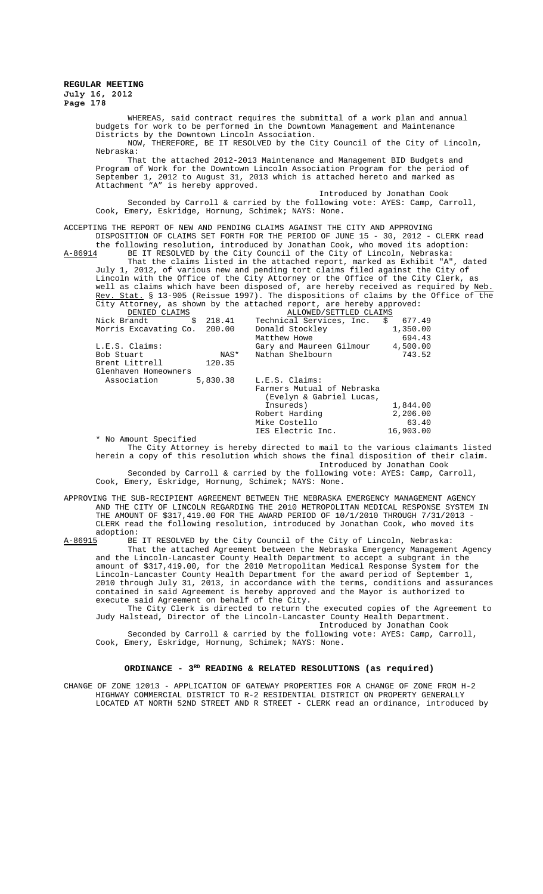WHEREAS, said contract requires the submittal of a work plan and annual budgets for work to be performed in the Downtown Management and Maintenance Districts by the Downtown Lincoln Association.

NOW, THEREFORE, BE IT RESOLVED by the City Council of the City of Lincoln, Nebraska:

That the attached 2012-2013 Maintenance and Management BID Budgets and Program of Work for the Downtown Lincoln Association Program for the period of September 1, 2012 to August 31, 2013 which is attached hereto and marked as Attachment "A" is hereby approved.

Introduced by Jonathan Cook

Seconded by Carroll & carried by the following vote: AYES: Camp, Carroll, Cook, Emery, Eskridge, Hornung, Schimek; NAYS: None.

ACCEPTING THE REPORT OF NEW AND PENDING CLAIMS AGAINST THE CITY AND APPROVING DISPOSITION OF CLAIMS SET FORTH FOR THE PERIOD OF JUNE 15 - 30, 2012 - CLERK read the following resolution, introduced by Jonathan Cook, who moved its adoption:

A-86914 BE IT RESOLVED by the City Council of the City of Lincoln, Nebraska:

That the claims listed in the attached report, marked as Exhibit "A", dated July 1, 2012, of various new and pending tort claims filed against the City of Lincoln with the Office of the City Attorney or the Office of the City Clerk, as well as claims which have been disposed of, are hereby received as required by Neb. Rev. Stat. § 13-905 (Reissue 1997). The dispositions of claims by the Office of the City Attorney, as shown by the attached report, are hereby approved:

| DENIED CLAIMS | | ALLOWED/SETTLED CLAIMS | |
|---|---|---|---|
| Nick Brandt | $ 218.41 | Technical Services, Inc. | $ 677.49 |
| Morris Excavating Co. | 200.00 | Donald Stockley | 1,350.00 |
| | | Matthew Howe | 694.43 |
| L.E.S. Claims: | | Gary and Maureen Gilmour | 4,500.00 |
| Bob Stuart | NAS* | Nathan Shelbourn | 743.52 |
| Brent Littrell | 120.35 | | |
| Glenhaven Homeowners Association | 5,830.38 | L.E.S. Claims: | |
| | | Farmers Mutual of Nebraska (Evelyn & Gabriel Lucas, Insureds) | 1,844.00 |
| | | Robert Harding | 2,206.00 |
| | | Mike Costello | 63.40 |
| | | IES Electric Inc. | 16,903.00 |

\* No Amount Specified

The City Attorney is hereby directed to mail to the various claimants listed herein a copy of this resolution which shows the final disposition of their claim.

Introduced by Jonathan Cook

Seconded by Carroll & carried by the following vote: AYES: Camp, Carroll, Cook, Emery, Eskridge, Hornung, Schimek; NAYS: None.

APPROVING THE SUB-RECIPIENT AGREEMENT BETWEEN THE NEBRASKA EMERGENCY MANAGEMENT AGENCY AND THE CITY OF LINCOLN REGARDING THE 2010 METROPOLITAN MEDICAL RESPONSE SYSTEM IN THE AMOUNT OF $317,419.00 FOR THE AWARD PERIOD OF 10/1/2010 THROUGH 7/31/2013 - CLERK read the following resolution, introduced by Jonathan Cook, who moved its adoption:

A-86915 BE IT RESOLVED by the City Council of the City of Lincoln, Nebraska:

That the attached Agreement between the Nebraska Emergency Management Agency and the Lincoln-Lancaster County Health Department to accept a subgrant in the amount of $317,419.00, for the 2010 Metropolitan Medical Response System for the Lincoln-Lancaster County Health Department for the award period of September 1, 2010 through July 31, 2013, in accordance with the terms, conditions and assurances contained in said Agreement is hereby approved and the Mayor is authorized to execute said Agreement on behalf of the City.

The City Clerk is directed to return the executed copies of the Agreement to Judy Halstead, Director of the Lincoln-Lancaster County Health Department.

Introduced by Jonathan Cook

Seconded by Carroll & carried by the following vote: AYES: Camp, Carroll, Cook, Emery, Eskridge, Hornung, Schimek; NAYS: None.

## ORDINANCE - 3RD READING & RELATED RESOLUTIONS (as required)

CHANGE OF ZONE 12013 - APPLICATION OF GATEWAY PROPERTIES FOR A CHANGE OF ZONE FROM H-2 HIGHWAY COMMERCIAL DISTRICT TO R-2 RESIDENTIAL DISTRICT ON PROPERTY GENERALLY LOCATED AT NORTH 52ND STREET AND R STREET - CLERK read an ordinance, introduced by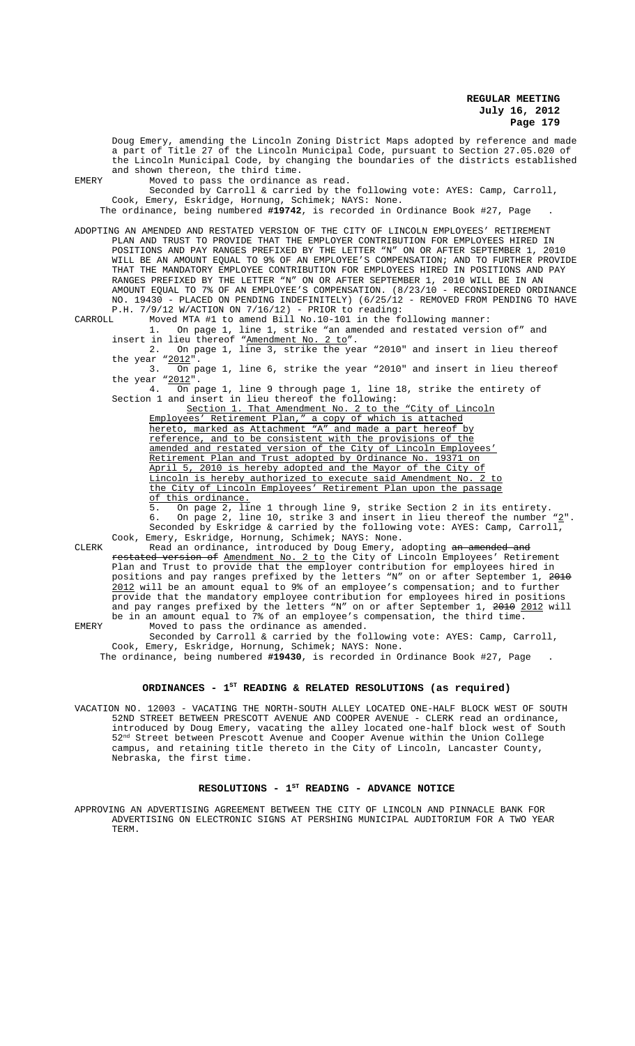Doug Emery, amending the Lincoln Zoning District Maps adopted by reference and made a part of Title 27 of the Lincoln Municipal Code, pursuant to Section 27.05.020 of the Lincoln Municipal Code, by changing the boundaries of the districts established and shown thereon, the third time.

EMERY Moved to pass the ordinance as read.

Seconded by Carroll & carried by the following vote: AYES: Camp, Carroll, Cook, Emery, Eskridge, Hornung, Schimek; NAYS: None.

The ordinance, being numbered **#19742**, is recorded in Ordinance Book #27, Page .

ADOPTING AN AMENDED AND RESTATED VERSION OF THE CITY OF LINCOLN EMPLOYEES' RETIREMENT PLAN AND TRUST TO PROVIDE THAT THE EMPLOYER CONTRIBUTION FOR EMPLOYEES HIRED IN POSITIONS AND PAY RANGES PREFIXED BY THE LETTER "N" ON OR AFTER SEPTEMBER 1, 2010 WILL BE AN AMOUNT EQUAL TO 9% OF AN EMPLOYEE'S COMPENSATION; AND TO FURTHER PROVIDE THAT THE MANDATORY EMPLOYEE CONTRIBUTION FOR EMPLOYEES HIRED IN POSITIONS AND PAY RANGES PREFIXED BY THE LETTER "N" ON OR AFTER SEPTEMBER 1, 2010 WILL BE IN AN AMOUNT EQUAL TO 7% OF AN EMPLOYEE'S COMPENSATION. (8/23/10 - RECONSIDERED ORDINANCE NO. 19430 - PLACED ON PENDING INDEFINITELY) (6/25/12 - REMOVED FROM PENDING TO HAVE P.H. 7/9/12 W/ACTION ON 7/16/12) - PRIOR to reading:

CARROLL Moved MTA #1 to amend Bill No.10-101 in the following manner:

1. On page 1, line 1, strike "an amended and restated version of" and insert in lieu thereof "Amendment No. 2 to".
2. On page 1, line 3, strike the year "2010" and insert in lieu thereof the year "2012".
3. On page 1, line 6, strike the year "2010" and insert in lieu thereof the year "2012".
4. On page 1, line 9 through page 1, line 18, strike the entirety of Section 1 and insert in lieu thereof the following:

   Section 1. That Amendment No. 2 to the "City of Lincoln Employees' Retirement Plan," a copy of which is attached hereto, marked as Attachment "A" and made a part hereof by reference, and to be consistent with the provisions of the amended and restated version of the City of Lincoln Employees' Retirement Plan and Trust adopted by Ordinance No. 19371 on April 5, 2010 is hereby adopted and the Mayor of the City of Lincoln is hereby authorized to execute said Amendment No. 2 to the City of Lincoln Employees' Retirement Plan upon the passage of this ordinance.

5. On page 2, line 1 through line 9, strike Section 2 in its entirety.
6. On page 2, line 10, strike 3 and insert in lieu thereof the number "2".

Seconded by Eskridge & carried by the following vote: AYES: Camp, Carroll, Cook, Emery, Eskridge, Hornung, Schimek; NAYS: None.

CLERK Read an ordinance, introduced by Doug Emery, adopting ~~an amended and restated version of~~ Amendment No. 2 to the City of Lincoln Employees' Retirement Plan and Trust to provide that the employer contribution for employees hired in positions and pay ranges prefixed by the letters "N" on or after September 1, ~~2010~~ 2012 will be an amount equal to 9% of an employee's compensation; and to further provide that the mandatory employee contribution for employees hired in positions and pay ranges prefixed by the letters "N" on or after September 1, ~~2010~~ 2012 will be in an amount equal to 7% of an employee's compensation, the third time.

EMERY Moved to pass the ordinance as amended.

Seconded by Carroll & carried by the following vote: AYES: Camp, Carroll, Cook, Emery, Eskridge, Hornung, Schimek; NAYS: None.

The ordinance, being numbered **#19430**, is recorded in Ordinance Book #27, Page .

## ORDINANCES - 1ST READING & RELATED RESOLUTIONS (as required)

VACATION NO. 12003 - VACATING THE NORTH-SOUTH ALLEY LOCATED ONE-HALF BLOCK WEST OF SOUTH 52ND STREET BETWEEN PRESCOTT AVENUE AND COOPER AVENUE - CLERK read an ordinance, introduced by Doug Emery, vacating the alley located one-half block west of South 52nd Street between Prescott Avenue and Cooper Avenue within the Union College campus, and retaining title thereto in the City of Lincoln, Lancaster County, Nebraska, the first time.

## RESOLUTIONS - 1ST READING - ADVANCE NOTICE

APPROVING AN ADVERTISING AGREEMENT BETWEEN THE CITY OF LINCOLN AND PINNACLE BANK FOR ADVERTISING ON ELECTRONIC SIGNS AT PERSHING MUNICIPAL AUDITORIUM FOR A TWO YEAR TERM.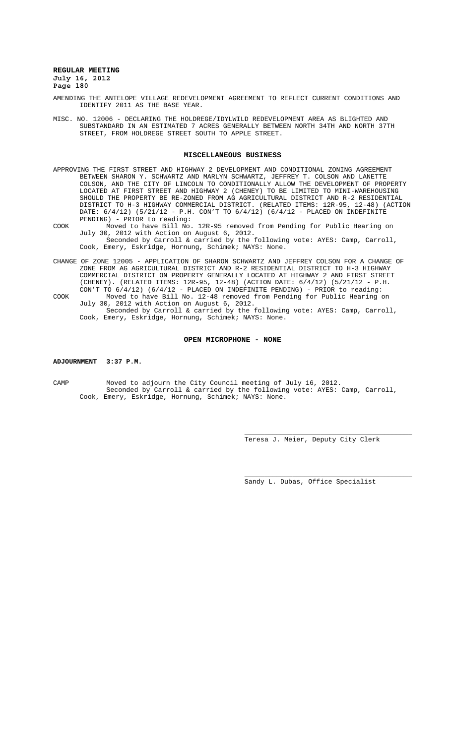AMENDING THE ANTELOPE VILLAGE REDEVELOPMENT AGREEMENT TO REFLECT CURRENT CONDITIONS AND IDENTIFY 2011 AS THE BASE YEAR.

MISC. NO. 12006 - DECLARING THE HOLDREGE/IDYLWILD REDEVELOPMENT AREA AS BLIGHTED AND SUBSTANDARD IN AN ESTIMATED 7 ACRES GENERALLY BETWEEN NORTH 34TH AND NORTH 37TH STREET, FROM HOLDREGE STREET SOUTH TO APPLE STREET.

## MISCELLANEOUS BUSINESS

APPROVING THE FIRST STREET AND HIGHWAY 2 DEVELOPMENT AND CONDITIONAL ZONING AGREEMENT BETWEEN SHARON Y. SCHWARTZ AND MARLYN SCHWARTZ, JEFFREY T. COLSON AND LANETTE COLSON, AND THE CITY OF LINCOLN TO CONDITIONALLY ALLOW THE DEVELOPMENT OF PROPERTY LOCATED AT FIRST STREET AND HIGHWAY 2 (CHENEY) TO BE LIMITED TO MINI-WAREHOUSING SHOULD THE PROPERTY BE RE-ZONED FROM AG AGRICULTURAL DISTRICT AND R-2 RESIDENTIAL DISTRICT TO H-3 HIGHWAY COMMERCIAL DISTRICT. (RELATED ITEMS: 12R-95, 12-48) (ACTION DATE: 6/4/12) (5/21/12 - P.H. CON'T TO 6/4/12) (6/4/12 - PLACED ON INDEFINITE PENDING) - PRIOR to reading:

COOK Moved to have Bill No. 12R-95 removed from Pending for Public Hearing on July 30, 2012 with Action on August 6, 2012.
Seconded by Carroll & carried by the following vote: AYES: Camp, Carroll, Cook, Emery, Eskridge, Hornung, Schimek; NAYS: None.

CHANGE OF ZONE 12005 - APPLICATION OF SHARON SCHWARTZ AND JEFFREY COLSON FOR A CHANGE OF ZONE FROM AG AGRICULTURAL DISTRICT AND R-2 RESIDENTIAL DISTRICT TO H-3 HIGHWAY COMMERCIAL DISTRICT ON PROPERTY GENERALLY LOCATED AT HIGHWAY 2 AND FIRST STREET (CHENEY). (RELATED ITEMS: 12R-95, 12-48) (ACTION DATE: 6/4/12) (5/21/12 - P.H. CON'T TO 6/4/12) (6/4/12 - PLACED ON INDEFINITE PENDING) - PRIOR to reading:

COOK Moved to have Bill No. 12-48 removed from Pending for Public Hearing on July 30, 2012 with Action on August 6, 2012.
Seconded by Carroll & carried by the following vote: AYES: Camp, Carroll, Cook, Emery, Eskridge, Hornung, Schimek; NAYS: None.

## OPEN MICROPHONE - NONE

**ADJOURNMENT 3:37 P.M.**

CAMP Moved to adjourn the City Council meeting of July 16, 2012.
Seconded by Carroll & carried by the following vote: AYES: Camp, Carroll, Cook, Emery, Eskridge, Hornung, Schimek; NAYS: None.

Teresa J. Meier, Deputy City Clerk

Sandy L. Dubas, Office Specialist